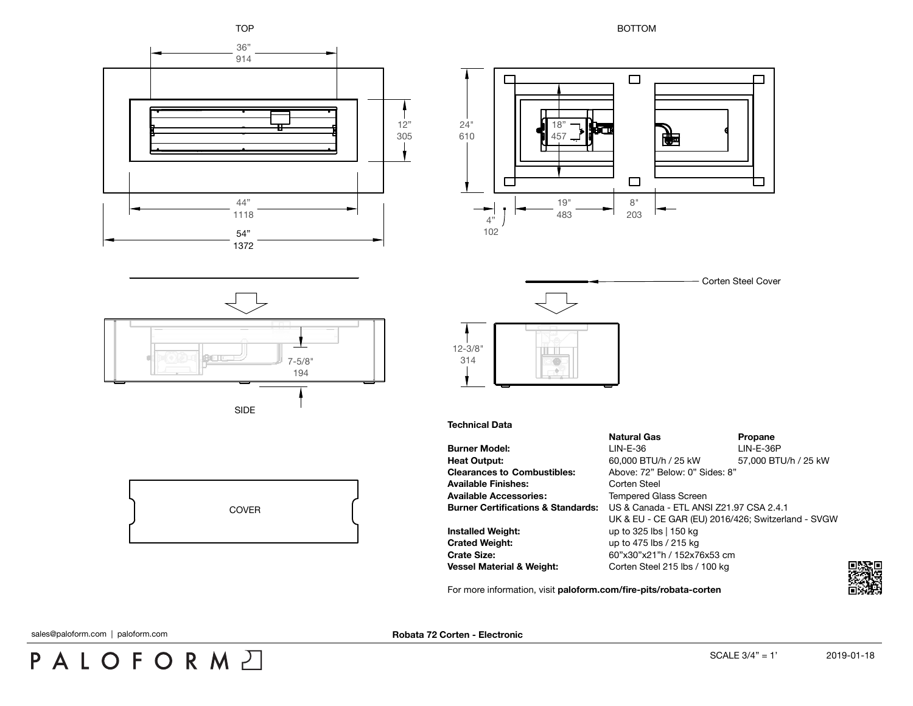TOP

36”
914

12”
305

44”
1118

54”
1372

BOTTOM

24"
610

18”
457

19"
483

8"
203

4”
102

Corten Steel Cover

7-5/8"
194

SIDE

12-3/8"
314

COVER

**Technical Data**

| | **Natural Gas** | **Propane** |
|---|---|---|
| **Burner Model:** | LIN-E-36 | LIN-E-36P |
| **Heat Output:** | 60,000 BTU/h / 25 kW | 57,000 BTU/h / 25 kW |
| **Clearances to Combustibles:** | Above: 72” Below: 0” Sides: 8” | |
| **Available Finishes:** | Corten Steel | |
| **Available Accessories:** | Tempered Glass Screen | |
| **Burner Certifications & Standards:** | US & Canada - ETL ANSI Z21.97 CSA 2.4.1<br>UK & EU - CE GAR (EU) 2016/426; Switzerland - SVGW | |
| **Installed Weight:** | up to 325 lbs \| 150 kg | |
| **Crated Weight:** | up to 475 lbs / 215 kg | |
| **Crate Size:** | 60”x30”x21”h / 152x76x53 cm | |
| **Vessel Material & Weight:** | Corten Steel 215 lbs / 100 kg | |

For more information, visit **paloform.com/fire-pits/robata-corten**

sales@paloform.com | paloform.com

**Robata 72 Corten - Electronic**

PALOFORM

SCALE 3/4” = 1’

2019-01-18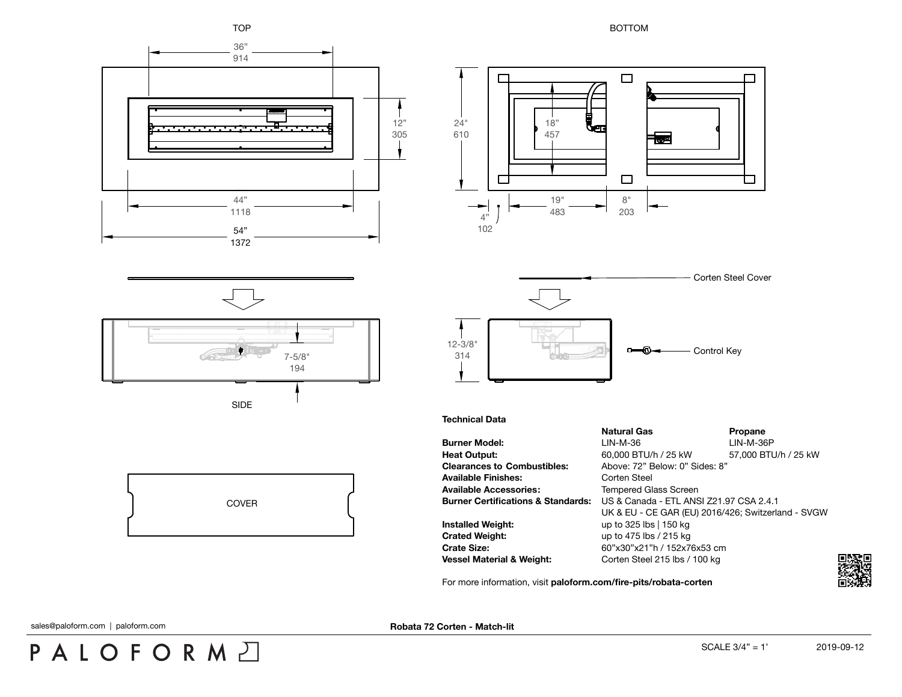TOP

36"
914

12"
305

44"
1118

54"
1372

BOTTOM

24"
610

18"
457

19"
483

8"
203

4"
102

Corten Steel Cover

7-5/8"
194

SIDE

12-3/8"
314

Control Key

COVER

**Technical Data**

| | **Natural Gas** | **Propane** |
|---|---|---|
| **Burner Model:** | LIN-M-36 | LIN-M-36P |
| **Heat Output:** | 60,000 BTU/h / 25 kW | 57,000 BTU/h / 25 kW |
| **Clearances to Combustibles:** | Above: 72" Below: 0" Sides: 8" | |
| **Available Finishes:** | Corten Steel | |
| **Available Accessories:** | Tempered Glass Screen | |
| **Burner Certifications & Standards:** | US & Canada - ETL ANSI Z21.97 CSA 2.4.1<br>UK & EU - CE GAR (EU) 2016/426; Switzerland - SVGW | |
| **Installed Weight:** | up to 325 lbs \| 150 kg | |
| **Crated Weight:** | up to 475 lbs / 215 kg | |
| **Crate Size:** | 60"x30"x21"h / 152x76x53 cm | |
| **Vessel Material & Weight:** | Corten Steel 215 lbs / 100 kg | |

For more information, visit **paloform.com/fire-pits/robata-corten**

sales@paloform.com | paloform.com

**Robata 72 Corten - Match-lit**

PALOFORM

SCALE 3/4" = 1'

2019-09-12